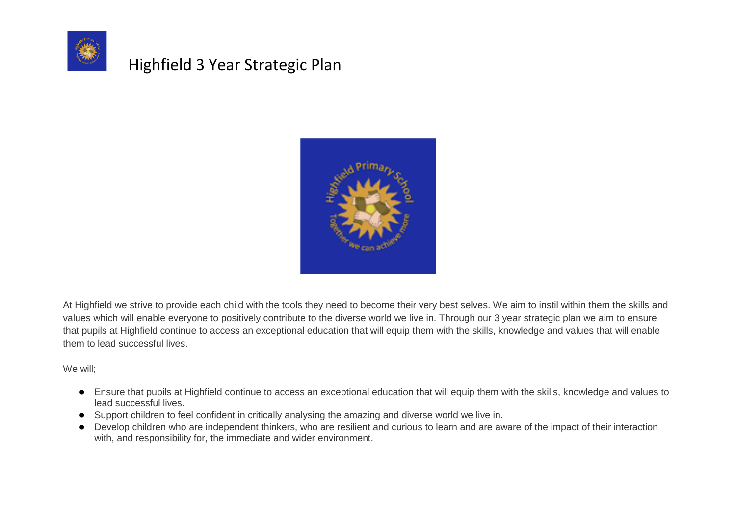# Highfield 3 Year Strategic Plan

At Highfield we strive to provide each child with the tools they need to become their very best selves. We aim to instil within them the skills and values which will enable everyone to positively contribute to the diverse world we live in. Through our 3 year strategic plan we aim to ensure that pupils at Highfield continue to access an exceptional education that will equip them with the skills, knowledge and values that will enable them to lead successful lives.

We will;

- Ensure that pupils at Highfield continue to access an exceptional education that will equip them with the skills, knowledge and values to lead successful lives.
- Support children to feel confident in critically analysing the amazing and diverse world we live in.
- Develop children who are independent thinkers, who are resilient and curious to learn and are aware of the impact of their interaction with, and responsibility for, the immediate and wider environment.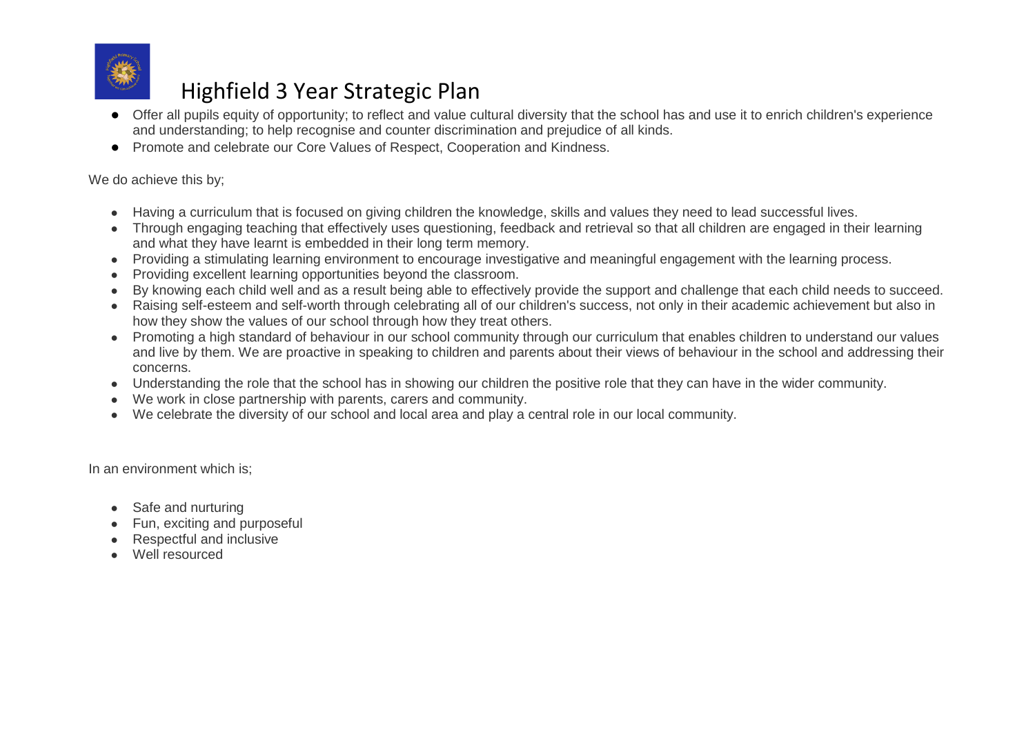# Highfield 3 Year Strategic Plan

- Offer all pupils equity of opportunity; to reflect and value cultural diversity that the school has and use it to enrich children's experience and understanding; to help recognise and counter discrimination and prejudice of all kinds.
- Promote and celebrate our Core Values of Respect, Cooperation and Kindness.

We do achieve this by;

- Having a curriculum that is focused on giving children the knowledge, skills and values they need to lead successful lives.
- Through engaging teaching that effectively uses questioning, feedback and retrieval so that all children are engaged in their learning and what they have learnt is embedded in their long term memory.
- Providing a stimulating learning environment to encourage investigative and meaningful engagement with the learning process.
- Providing excellent learning opportunities beyond the classroom.
- By knowing each child well and as a result being able to effectively provide the support and challenge that each child needs to succeed.
- Raising self-esteem and self-worth through celebrating all of our children's success, not only in their academic achievement but also in how they show the values of our school through how they treat others.
- Promoting a high standard of behaviour in our school community through our curriculum that enables children to understand our values and live by them. We are proactive in speaking to children and parents about their views of behaviour in the school and addressing their concerns.
- Understanding the role that the school has in showing our children the positive role that they can have in the wider community.
- We work in close partnership with parents, carers and community.
- We celebrate the diversity of our school and local area and play a central role in our local community.

In an environment which is;

- Safe and nurturing
- Fun, exciting and purposeful
- Respectful and inclusive
- Well resourced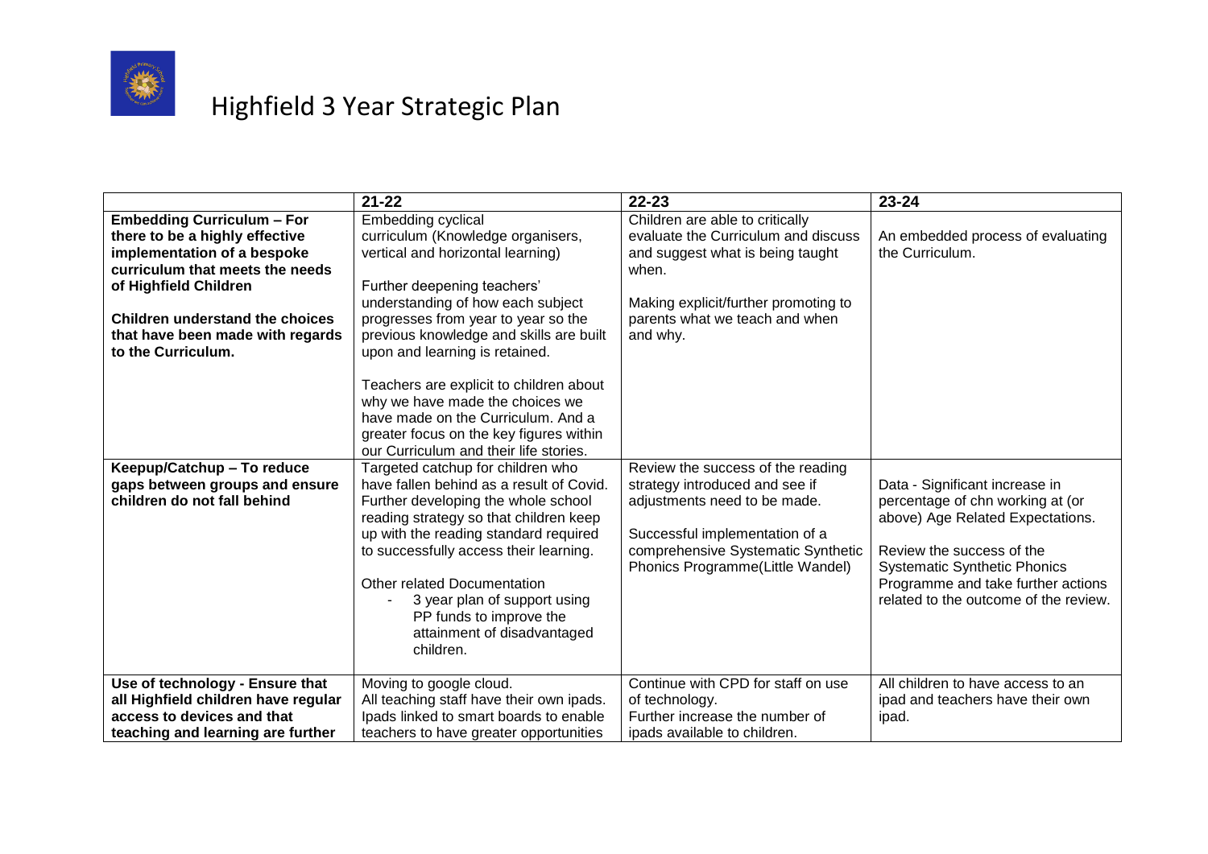# Highfield 3 Year Strategic Plan

| | 21-22 | 22-23 | 23-24 |
|---|---|---|---|
| **Embedding Curriculum – For there to be a highly effective implementation of a bespoke curriculum that meets the needs of Highfield Children**<br><br>**Children understand the choices that have been made with regards to the Curriculum.** | Embedding cyclical curriculum (Knowledge organisers, vertical and horizontal learning)<br><br>Further deepening teachers' understanding of how each subject progresses from year to year so the previous knowledge and skills are built upon and learning is retained.<br><br>Teachers are explicit to children about why we have made the choices we have made on the Curriculum. And a greater focus on the key figures within our Curriculum and their life stories. | Children are able to critically evaluate the Curriculum and discuss and suggest what is being taught when.<br><br>Making explicit/further promoting to parents what we teach and when and why. | An embedded process of evaluating the Curriculum. |
| **Keepup/Catchup – To reduce gaps between groups and ensure children do not fall behind** | Targeted catchup for children who have fallen behind as a result of Covid. Further developing the whole school reading strategy so that children keep up with the reading standard required to successfully access their learning.<br><br>Other related Documentation<br>- 3 year plan of support using PP funds to improve the attainment of disadvantaged children. | Review the success of the reading strategy introduced and see if adjustments need to be made.<br><br>Successful implementation of a comprehensive Systematic Synthetic Phonics Programme(Little Wandel) | Data - Significant increase in percentage of chn working at (or above) Age Related Expectations.<br><br>Review the success of the Systematic Synthetic Phonics Programme and take further actions related to the outcome of the review. |
| **Use of technology - Ensure that all Highfield children have regular access to devices and that teaching and learning are further** | Moving to google cloud.<br>All teaching staff have their own ipads.<br>Ipads linked to smart boards to enable teachers to have greater opportunities | Continue with CPD for staff on use of technology.<br>Further increase the number of ipads available to children. | All children to have access to an ipad and teachers have their own ipad. |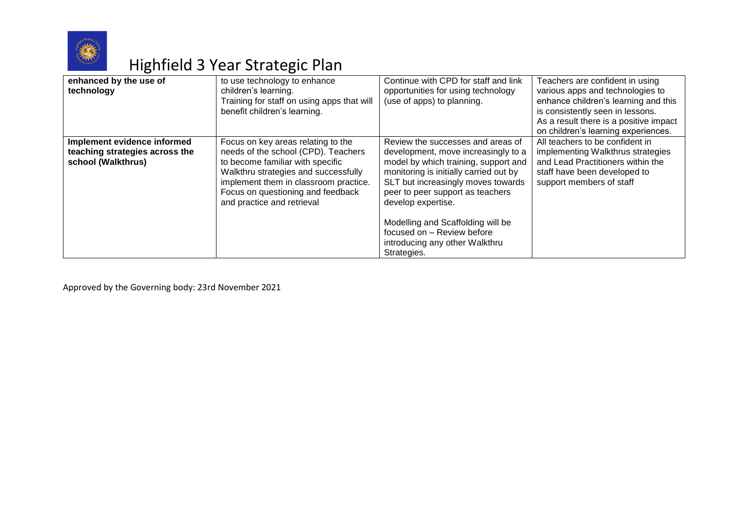# Highfield 3 Year Strategic Plan

| | | | |
|---|---|---|---|
| **enhanced by the use of technology** | to use technology to enhance children's learning. Training for staff on using apps that will benefit children's learning. | Continue with CPD for staff and link opportunities for using technology (use of apps) to planning. | Teachers are confident in using various apps and technologies to enhance children's learning and this is consistently seen in lessons. As a result there is a positive impact on children's learning experiences. |
| **Implement evidence informed teaching strategies across the school (Walkthrus)** | Focus on key areas relating to the needs of the school (CPD). Teachers to become familiar with specific Walkthru strategies and successfully implement them in classroom practice. Focus on questioning and feedback and practice and retrieval | Review the successes and areas of development, move increasingly to a model by which training, support and monitoring is initially carried out by SLT but increasingly moves towards peer to peer support as teachers develop expertise.<br><br>Modelling and Scaffolding will be focused on – Review before introducing any other Walkthru Strategies. | All teachers to be confident in implementing Walkthrus strategies and Lead Practitioners within the staff have been developed to support members of staff |

Approved by the Governing body: 23rd November 2021